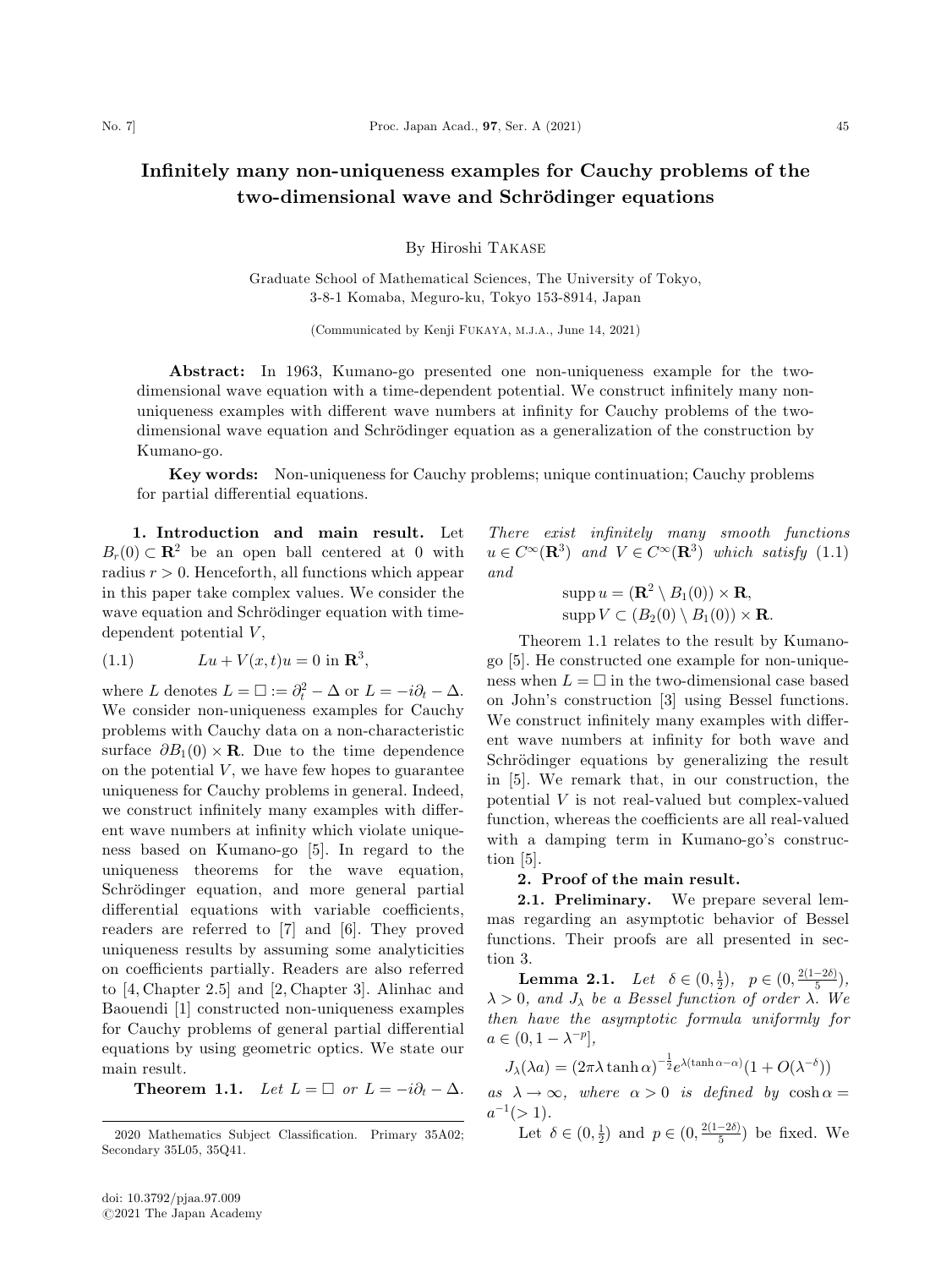# Infinitely many non-uniqueness examples for Cauchy problems of the two-dimensional wave and Schrödinger equations

By Hiroshi TAKASE

Graduate School of Mathematical Sciences, The University of Tokyo,
3-8-1 Komaba, Meguro-ku, Tokyo 153-8914, Japan

(Communicated by Kenji FUKAYA, M.J.A., June 14, 2021)

**Abstract:** In 1963, Kumano-go presented one non-uniqueness example for the two-dimensional wave equation with a time-dependent potential. We construct infinitely many non-uniqueness examples with different wave numbers at infinity for Cauchy problems of the two-dimensional wave equation and Schrödinger equation as a generalization of the construction by Kumano-go.

**Key words:** Non-uniqueness for Cauchy problems; unique continuation; Cauchy problems for partial differential equations.

**1. Introduction and main result.** Let $B_r(0) \subset \mathbf{R}^2$ be an open ball centered at 0 with radius $r > 0$. Henceforth, all functions which appear in this paper take complex values. We consider the wave equation and Schrödinger equation with time-dependent potential $V$,

$$Lu + V(x,t)u = 0 \text{ in } \mathbf{R}^3, \tag{1.1}$$

where $L$ denotes $L = \Box := \partial_t^2 - \Delta$ or $L = -i\partial_t - \Delta$. We consider non-uniqueness examples for Cauchy problems with Cauchy data on a non-characteristic surface $\partial B_1(0) \times \mathbf{R}$. Due to the time dependence on the potential $V$, we have few hopes to guarantee uniqueness for Cauchy problems in general. Indeed, we construct infinitely many examples with different wave numbers at infinity which violate uniqueness based on Kumano-go [5]. In regard to the uniqueness theorems for the wave equation, Schrödinger equation, and more general partial differential equations with variable coefficients, readers are referred to [7] and [6]. They proved uniqueness results by assuming some analyticities on coefficients partially. Readers are also referred to [4, Chapter 2.5] and [2, Chapter 3]. Alinhac and Baouendi [1] constructed non-uniqueness examples for Cauchy problems of general partial differential equations by using geometric optics. We state our main result.

**Theorem 1.1.** *Let $L = \Box$ or $L = -i\partial_t - \Delta$. There exist infinitely many smooth functions $u \in C^\infty(\mathbf{R}^3)$ and $V \in C^\infty(\mathbf{R}^3)$ which satisfy* (1.1) *and*

$$\operatorname{supp} u = (\mathbf{R}^2 \setminus B_1(0)) \times \mathbf{R},$$
$$\operatorname{supp} V \subset (B_2(0) \setminus B_1(0)) \times \mathbf{R}.$$

Theorem 1.1 relates to the result by Kumano-go [5]. He constructed one example for non-uniqueness when $L = \Box$ in the two-dimensional case based on John's construction [3] using Bessel functions. We construct infinitely many examples with different wave numbers at infinity for both wave and Schrödinger equations by generalizing the result in [5]. We remark that, in our construction, the potential $V$ is not real-valued but complex-valued function, whereas the coefficients are all real-valued with a damping term in Kumano-go's construction [5].

**2. Proof of the main result.**

**2.1. Preliminary.** We prepare several lemmas regarding an asymptotic behavior of Bessel functions. Their proofs are all presented in section 3.

**Lemma 2.1.** *Let $\delta \in (0, \frac{1}{2})$, $p \in (0, \frac{2(1-2\delta)}{5})$, $\lambda > 0$, and $J_\lambda$ be a Bessel function of order $\lambda$. We then have the asymptotic formula uniformly for $a \in (0, 1 - \lambda^{-p}]$,*

$$J_\lambda(\lambda a) = (2\pi\lambda \tanh\alpha)^{-\frac{1}{2}} e^{\lambda(\tanh\alpha - \alpha)}(1 + O(\lambda^{-\delta}))$$

*as $\lambda \to \infty$, where $\alpha > 0$ is defined by $\cosh\alpha = a^{-1}(> 1)$.*

Let $\delta \in (0, \frac{1}{2})$ and $p \in (0, \frac{2(1-2\delta)}{5})$ be fixed. We

---

2020 Mathematics Subject Classification. Primary 35A02; Secondary 35L05, 35Q41.

doi: 10.3792/pjaa.97.009
©2021 The Japan Academy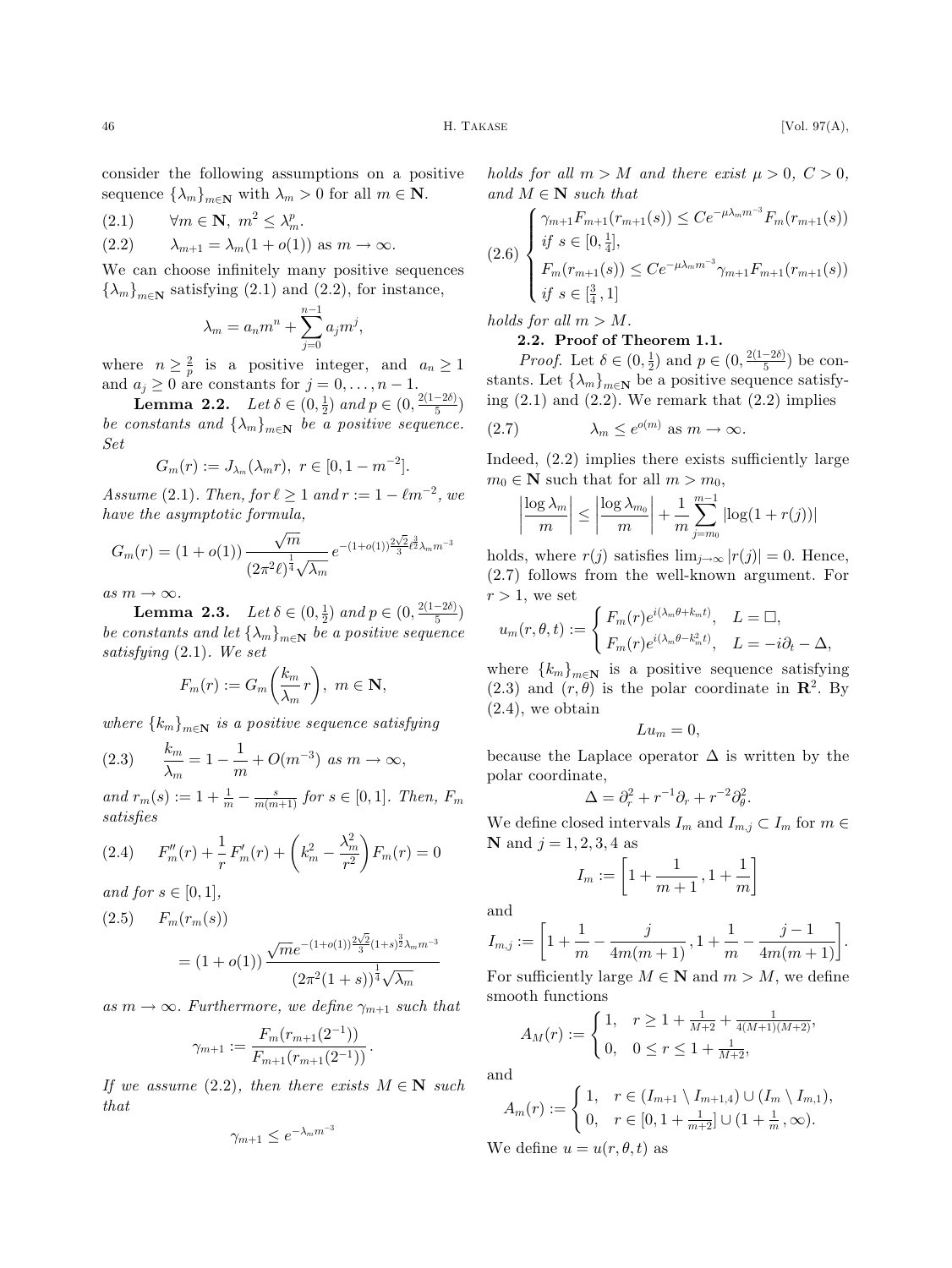consider the following assumptions on a positive sequence $\{\lambda_m\}_{m\in\mathbf{N}}$ with $\lambda_m > 0$ for all $m \in \mathbf{N}$.

$$\forall m \in \mathbf{N},\ m^2 \le \lambda_m^p. \tag{2.1}$$

$$\lambda_{m+1} = \lambda_m(1 + o(1)) \text{ as } m \to \infty. \tag{2.2}$$

We can choose infinitely many positive sequences $\{\lambda_m\}_{m\in\mathbf{N}}$ satisfying (2.1) and (2.2), for instance,

$$\lambda_m = a_n m^n + \sum_{j=0}^{n-1} a_j m^j,$$

where $n \ge \frac{2}{p}$ is a positive integer, and $a_n \ge 1$ and $a_j \ge 0$ are constants for $j = 0, \ldots, n-1$.

**Lemma 2.2.** *Let $\delta \in (0, \frac{1}{2})$ and $p \in (0, \frac{2(1-2\delta)}{5})$ be constants and $\{\lambda_m\}_{m\in\mathbf{N}}$ be a positive sequence. Set*

$$G_m(r) := J_{\lambda_m}(\lambda_m r),\ r \in [0, 1 - m^{-2}].$$

*Assume (2.1). Then, for $\ell \ge 1$ and $r := 1 - \ell m^{-2}$, we have the asymptotic formula,*

$$G_m(r) = (1 + o(1)) \frac{\sqrt{m}}{(2\pi^2\ell)^{\frac{1}{4}}\sqrt{\lambda_m}} e^{-(1+o(1))\frac{2\sqrt{2}}{3}\ell^{\frac{3}{2}}\lambda_m m^{-3}}$$

*as $m \to \infty$.*

**Lemma 2.3.** *Let $\delta \in (0, \frac{1}{2})$ and $p \in (0, \frac{2(1-2\delta)}{5})$ be constants and let $\{\lambda_m\}_{m\in\mathbf{N}}$ be a positive sequence satisfying (2.1). We set*

$$F_m(r) := G_m\left(\frac{k_m}{\lambda_m} r\right),\ m \in \mathbf{N},$$

*where $\{k_m\}_{m\in\mathbf{N}}$ is a positive sequence satisfying*

$$\frac{k_m}{\lambda_m} = 1 - \frac{1}{m} + O(m^{-3}) \text{ as } m \to \infty, \tag{2.3}$$

*and $r_m(s) := 1 + \frac{1}{m} - \frac{s}{m(m+1)}$ for $s \in [0,1]$. Then, $F_m$ satisfies*

$$F_m''(r) + \frac{1}{r}F_m'(r) + \left(k_m^2 - \frac{\lambda_m^2}{r^2}\right)F_m(r) = 0 \tag{2.4}$$

*and for $s \in [0,1]$,*

$$F_m(r_m(s)) = (1 + o(1)) \frac{\sqrt{m} e^{-(1+o(1))\frac{2\sqrt{2}}{3}(1+s)^{\frac{3}{2}}\lambda_m m^{-3}}}{(2\pi^2(1+s))^{\frac{1}{4}}\sqrt{\lambda_m}} \tag{2.5}$$

*as $m \to \infty$. Furthermore, we define $\gamma_{m+1}$ such that*

$$\gamma_{m+1} := \frac{F_m(r_{m+1}(2^{-1}))}{F_{m+1}(r_{m+1}(2^{-1}))}.$$

*If we assume (2.2), then there exists $M \in \mathbf{N}$ such that*

$$\gamma_{m+1} \le e^{-\lambda_m m^{-3}}$$

*holds for all $m > M$ and there exist $\mu > 0$, $C > 0$, and $M \in \mathbf{N}$ such that*

$$\begin{cases} \gamma_{m+1}F_{m+1}(r_{m+1}(s)) \le Ce^{-\mu\lambda_m m^{-3}} F_m(r_{m+1}(s)) \\ \text{if } s \in [0, \frac{1}{4}], \\ F_m(r_{m+1}(s)) \le Ce^{-\mu\lambda_m m^{-3}} \gamma_{m+1}F_{m+1}(r_{m+1}(s)) \\ \text{if } s \in [\frac{3}{4}, 1] \end{cases} \tag{2.6}$$

*holds for all $m > M$.*

### 2.2. Proof of Theorem 1.1.

*Proof.* Let $\delta \in (0, \frac{1}{2})$ and $p \in (0, \frac{2(1-2\delta)}{5})$ be constants. Let $\{\lambda_m\}_{m\in\mathbf{N}}$ be a positive sequence satisfying (2.1) and (2.2). We remark that (2.2) implies

$$\lambda_m \le e^{o(m)} \text{ as } m \to \infty. \tag{2.7}$$

Indeed, (2.2) implies there exists sufficiently large $m_0 \in \mathbf{N}$ such that for all $m > m_0$,

$$\left|\frac{\log \lambda_m}{m}\right| \le \left|\frac{\log \lambda_{m_0}}{m}\right| + \frac{1}{m}\sum_{j=m_0}^{m-1} |\log(1 + r(j))|$$

holds, where $r(j)$ satisfies $\lim_{j\to\infty} |r(j)| = 0$. Hence, (2.7) follows from the well-known argument. For $r > 1$, we set

$$u_m(r, \theta, t) := \begin{cases} F_m(r)e^{i(\lambda_m\theta + k_m t)}, & L = \square, \\ F_m(r)e^{i(\lambda_m\theta - k_m^2 t)}, & L = -i\partial_t - \Delta, \end{cases}$$

where $\{k_m\}_{m\in\mathbf{N}}$ is a positive sequence satisfying (2.3) and $(r, \theta)$ is the polar coordinate in $\mathbf{R}^2$. By (2.4), we obtain

$$Lu_m = 0,$$

because the Laplace operator $\Delta$ is written by the polar coordinate,

$$\Delta = \partial_r^2 + r^{-1}\partial_r + r^{-2}\partial_\theta^2.$$

We define closed intervals $I_m$ and $I_{m,j} \subset I_m$ for $m \in \mathbf{N}$ and $j = 1, 2, 3, 4$ as

$$I_m := \left[1 + \frac{1}{m+1}, 1 + \frac{1}{m}\right]$$

and

$$I_{m,j} := \left[1 + \frac{1}{m} - \frac{j}{4m(m+1)}, 1 + \frac{1}{m} - \frac{j-1}{4m(m+1)}\right].$$

For sufficiently large $M \in \mathbf{N}$ and $m > M$, we define smooth functions

$$A_M(r) := \begin{cases} 1, & r \ge 1 + \frac{1}{M+2} + \frac{1}{4(M+1)(M+2)}, \\ 0, & 0 \le r \le 1 + \frac{1}{M+2}, \end{cases}$$

and

$$A_m(r) := \begin{cases} 1, & r \in (I_{m+1} \setminus I_{m+1,4}) \cup (I_m \setminus I_{m,1}), \\ 0, & r \in [0, 1 + \frac{1}{m+2}] \cup (1 + \frac{1}{m}, \infty). \end{cases}$$

We define $u = u(r, \theta, t)$ as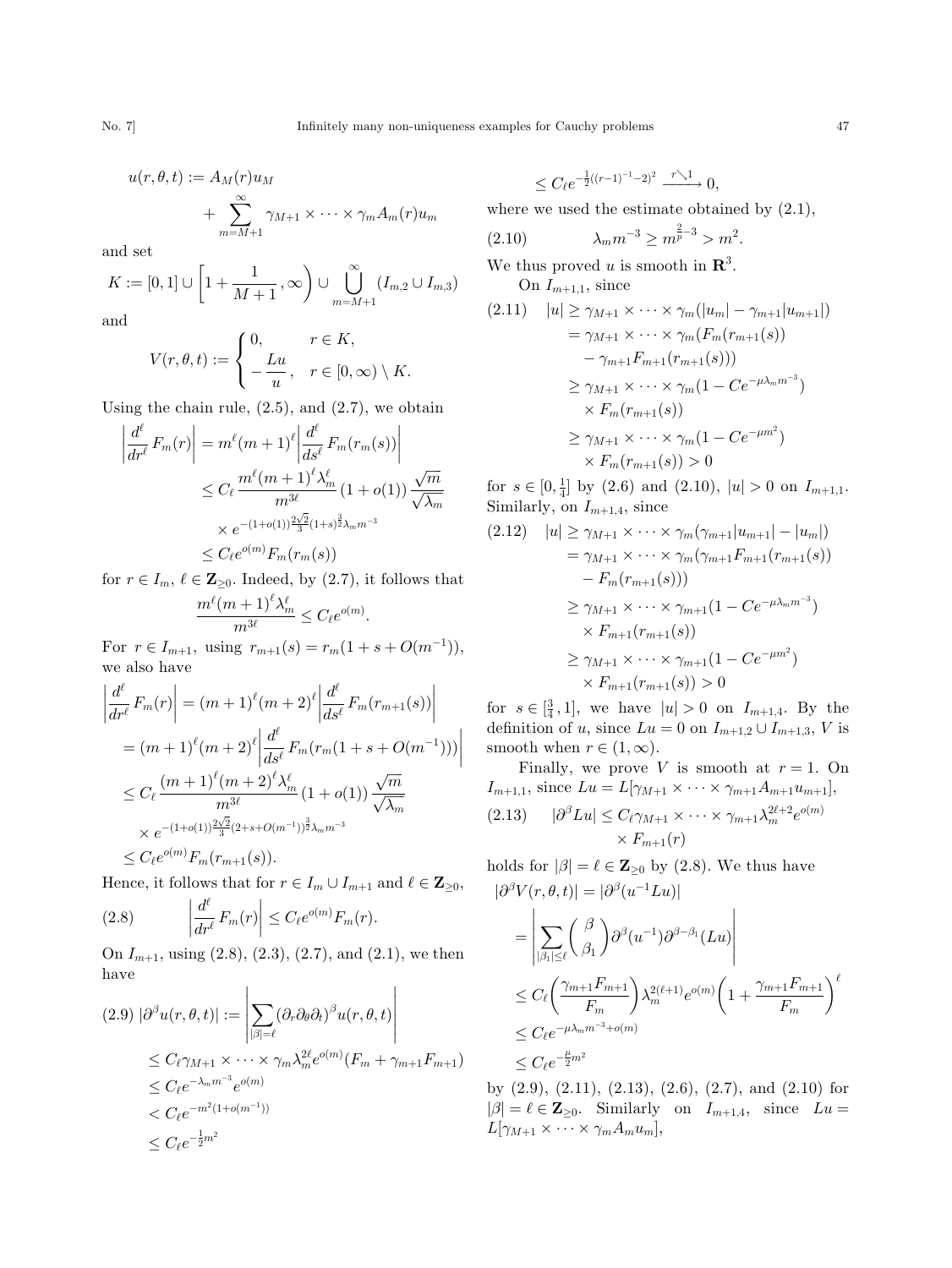$$u(r,\theta,t) := A_M(r)u_M + \sum_{m=M+1}^{\infty} \gamma_{M+1}\times\cdots\times\gamma_m A_m(r)u_m$$

and set

$$K := [0,1] \cup \left[1+\frac{1}{M+1}, \infty\right) \cup \bigcup_{m=M+1}^{\infty} (I_{m,2}\cup I_{m,3})$$

and

$$V(r,\theta,t) := \begin{cases} 0, & r\in K, \\ -\dfrac{Lu}{u}, & r\in[0,\infty)\setminus K. \end{cases}$$

Using the chain rule, (2.5), and (2.7), we obtain

$$\begin{aligned}\left|\frac{d^\ell}{dr^\ell}F_m(r)\right| &= m^\ell(m+1)^\ell\left|\frac{d^\ell}{ds^\ell}F_m(r_m(s))\right| \\ &\le C_\ell\frac{m^\ell(m+1)^\ell\lambda_m^\ell}{m^{3\ell}}(1+o(1))\frac{\sqrt{m}}{\sqrt{\lambda_m}} \\ &\quad\times e^{-(1+o(1))\frac{2\sqrt{2}}{3}(1+s)^{\frac{3}{2}}\lambda_m m^{-3}} \\ &\le C_\ell e^{o(m)}F_m(r_m(s))\end{aligned}$$

for $r\in I_m$, $\ell\in\mathbf{Z}_{\ge 0}$. Indeed, by (2.7), it follows that

$$\frac{m^\ell(m+1)^\ell\lambda_m^\ell}{m^{3\ell}} \le C_\ell e^{o(m)}.$$

For $r\in I_{m+1}$, using $r_{m+1}(s)=r_m(1+s+O(m^{-1}))$, we also have

$$\begin{aligned}\left|\frac{d^\ell}{dr^\ell}F_m(r)\right| &= (m+1)^\ell(m+2)^\ell\left|\frac{d^\ell}{ds^\ell}F_m(r_{m+1}(s))\right| \\ &= (m+1)^\ell(m+2)^\ell\left|\frac{d^\ell}{ds^\ell}F_m(r_m(1+s+O(m^{-1})))\right| \\ &\le C_\ell\frac{(m+1)^\ell(m+2)^\ell\lambda_m^\ell}{m^{3\ell}}(1+o(1))\frac{\sqrt{m}}{\sqrt{\lambda_m}} \\ &\quad\times e^{-(1+o(1))\frac{2\sqrt{2}}{3}(2+s+O(m^{-1}))^{\frac{3}{2}}\lambda_m m^{-3}} \\ &\le C_\ell e^{o(m)}F_m(r_{m+1}(s)).\end{aligned}$$

Hence, it follows that for $r\in I_m\cup I_{m+1}$ and $\ell\in\mathbf{Z}_{\ge 0}$,

$$\left|\frac{d^\ell}{dr^\ell}F_m(r)\right| \le C_\ell e^{o(m)}F_m(r). \tag{2.8}$$

On $I_{m+1}$, using (2.8), (2.3), (2.7), and (2.1), we then have

$$\begin{aligned}|\partial^\beta u(r,\theta,t)| &:= \left|\sum_{|\beta|=\ell}(\partial_r\partial_\theta\partial_t)^\beta u(r,\theta,t)\right| \\ &\le C_\ell\gamma_{M+1}\times\cdots\times\gamma_m\lambda_m^{2\ell}e^{o(m)}(F_m+\gamma_{m+1}F_{m+1}) \\ &\le C_\ell e^{-\lambda_m m^{-3}}e^{o(m)} \\ &< C_\ell e^{-m^2(1+o(m^{-1}))} \\ &\le C_\ell e^{-\frac{1}{2}m^2} \\ &\le C_\ell e^{-\frac{1}{2}((r-1)^{-1}-2)^2} \xrightarrow{r\searrow 1} 0,\end{aligned}\tag{2.9}$$

where we used the estimate obtained by (2.1),

$$\lambda_m m^{-3} \ge m^{\frac{2}{p}-3} > m^2. \tag{2.10}$$

We thus proved $u$ is smooth in $\mathbf{R}^3$.

On $I_{m+1,1}$, since

$$\begin{aligned}|u| &\ge \gamma_{M+1}\times\cdots\times\gamma_m(|u_m|-\gamma_{m+1}|u_{m+1}|) \\ &= \gamma_{M+1}\times\cdots\times\gamma_m(F_m(r_{m+1}(s)) \\ &\quad -\gamma_{m+1}F_{m+1}(r_{m+1}(s))) \\ &\ge \gamma_{M+1}\times\cdots\times\gamma_m(1-Ce^{-\mu\lambda_m m^{-3}}) \\ &\quad\times F_m(r_{m+1}(s)) \\ &\ge \gamma_{M+1}\times\cdots\times\gamma_m(1-Ce^{-\mu m^2}) \\ &\quad\times F_m(r_{m+1}(s)) > 0\end{aligned}\tag{2.11}$$

for $s\in[0,\frac{1}{4}]$ by (2.6) and (2.10), $|u|>0$ on $I_{m+1,1}$. Similarly, on $I_{m+1,4}$, since

$$\begin{aligned}|u| &\ge \gamma_{M+1}\times\cdots\times\gamma_m(\gamma_{m+1}|u_{m+1}|-|u_m|) \\ &= \gamma_{M+1}\times\cdots\times\gamma_m(\gamma_{m+1}F_{m+1}(r_{m+1}(s)) \\ &\quad -F_m(r_{m+1}(s))) \\ &\ge \gamma_{M+1}\times\cdots\times\gamma_{m+1}(1-Ce^{-\mu\lambda_m m^{-3}}) \\ &\quad\times F_{m+1}(r_{m+1}(s)) \\ &\ge \gamma_{M+1}\times\cdots\times\gamma_{m+1}(1-Ce^{-\mu m^2}) \\ &\quad\times F_{m+1}(r_{m+1}(s)) > 0\end{aligned}\tag{2.12}$$

for $s\in[\frac{3}{4},1]$, we have $|u|>0$ on $I_{m+1,4}$. By the definition of $u$, since $Lu=0$ on $I_{m+1,2}\cup I_{m+1,3}$, $V$ is smooth when $r\in(1,\infty)$.

Finally, we prove $V$ is smooth at $r=1$. On $I_{m+1,1}$, since $Lu=L[\gamma_{M+1}\times\cdots\times\gamma_{m+1}A_{m+1}u_{m+1}]$,

$$\begin{aligned}|\partial^\beta Lu| &\le C_\ell\gamma_{M+1}\times\cdots\times\gamma_{m+1}\lambda_m^{2\ell+2}e^{o(m)} \\ &\quad\times F_{m+1}(r)\end{aligned}\tag{2.13}$$

holds for $|\beta|=\ell\in\mathbf{Z}_{\ge 0}$ by (2.8). We thus have

$$\begin{aligned}|\partial^\beta V(r,\theta,t)| &= |\partial^\beta(u^{-1}Lu)| \\ &= \left|\sum_{|\beta_1|\le\ell}\binom{\beta}{\beta_1}\partial^\beta(u^{-1})\partial^{\beta-\beta_1}(Lu)\right| \\ &\le C_\ell\left(\frac{\gamma_{m+1}F_{m+1}}{F_m}\right)\lambda_m^{2(\ell+1)}e^{o(m)}\left(1+\frac{\gamma_{m+1}F_{m+1}}{F_m}\right)^\ell \\ &\le C_\ell e^{-\mu\lambda_m m^{-3}+o(m)} \\ &\le C_\ell e^{-\frac{\mu}{2}m^2}\end{aligned}$$

by (2.9), (2.11), (2.13), (2.6), (2.7), and (2.10) for $|\beta|=\ell\in\mathbf{Z}_{\ge 0}$. Similarly on $I_{m+1,4}$, since $Lu=L[\gamma_{M+1}\times\cdots\times\gamma_m A_m u_m]$,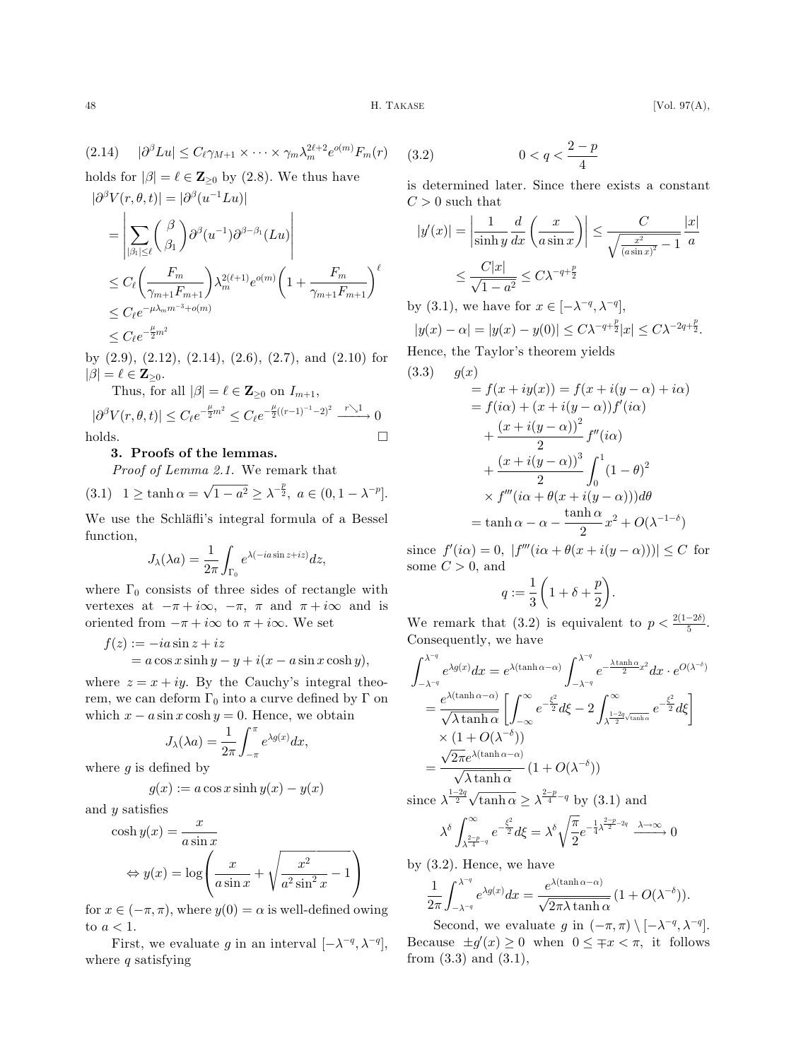$$(2.14) \quad |\partial^\beta Lu| \le C_\ell \gamma_{M+1} \times \cdots \times \gamma_m \lambda_m^{2\ell+2} e^{o(m)} F_m(r)$$

holds for $|\beta| = \ell \in \mathbf{Z}_{\ge 0}$ by (2.8). We thus have

$$\begin{aligned}
|\partial^\beta V(r,\theta,t)| &= |\partial^\beta(u^{-1}Lu)| \\
&= \left| \sum_{|\beta_1|\le \ell} \binom{\beta}{\beta_1} \partial^\beta(u^{-1}) \partial^{\beta-\beta_1}(Lu) \right| \\
&\le C_\ell \left( \frac{F_m}{\gamma_{m+1}F_{m+1}} \right) \lambda_m^{2(\ell+1)} e^{o(m)} \left( 1 + \frac{F_m}{\gamma_{m+1}F_{m+1}} \right)^\ell \\
&\le C_\ell e^{-\mu\lambda_m m^{-3} + o(m)} \\
&\le C_\ell e^{-\frac{\mu}{2}m^2}
\end{aligned}$$

by (2.9), (2.12), (2.14), (2.6), (2.7), and (2.10) for $|\beta| = \ell \in \mathbf{Z}_{\ge 0}$.

Thus, for all $|\beta| = \ell \in \mathbf{Z}_{\ge 0}$ on $I_{m+1}$,

$$|\partial^\beta V(r,\theta,t)| \le C_\ell e^{-\frac{\mu}{2}m^2} \le C_\ell e^{-\frac{\mu}{2}((r-1)^{-1}-2)^2} \xrightarrow{r \searrow 1} 0$$

holds. □

## 3. Proofs of the lemmas.

*Proof of Lemma 2.1.* We remark that

$$(3.1) \quad 1 \ge \tanh\alpha = \sqrt{1-a^2} \ge \lambda^{-\frac{p}{2}}, \ a \in (0, 1-\lambda^{-p}].$$

We use the Schläfli's integral formula of a Bessel function,

$$J_\lambda(\lambda a) = \frac{1}{2\pi}\int_{\Gamma_0} e^{\lambda(-ia\sin z + iz)} dz,$$

where $\Gamma_0$ consists of three sides of rectangle with vertexes at $-\pi + i\infty$, $-\pi$, $\pi$ and $\pi + i\infty$ and is oriented from $-\pi + i\infty$ to $\pi + i\infty$. We set

$$\begin{aligned}
f(z) &:= -ia\sin z + iz \\
&= a\cos x \sinh y - y + i(x - a\sin x\cosh y),
\end{aligned}$$

where $z = x + iy$. By the Cauchy's integral theorem, we can deform $\Gamma_0$ into a curve defined by $\Gamma$ on which $x - a\sin x\cosh y = 0$. Hence, we obtain

$$J_\lambda(\lambda a) = \frac{1}{2\pi}\int_{-\pi}^{\pi} e^{\lambda g(x)} dx,$$

where $g$ is defined by

$$g(x) := a\cos x \sinh y(x) - y(x)$$

and $y$ satisfies

$$\begin{aligned}
&\cosh y(x) = \frac{x}{a\sin x} \\
\Leftrightarrow\ &y(x) = \log\left( \frac{x}{a\sin x} + \sqrt{\frac{x^2}{a^2\sin^2 x} - 1} \right)
\end{aligned}$$

for $x \in (-\pi, \pi)$, where $y(0) = \alpha$ is well-defined owing to $a < 1$.

First, we evaluate $g$ in an interval $[-\lambda^{-q}, \lambda^{-q}]$, where $q$ satisfying

$$(3.2) \qquad 0 < q < \frac{2-p}{4}$$

is determined later. Since there exists a constant $C > 0$ such that

$$\begin{aligned}
|y'(x)| &= \left| \frac{1}{\sinh y} \frac{d}{dx}\left( \frac{x}{a\sin x} \right) \right| \le \frac{C}{\sqrt{\frac{x^2}{(a\sin x)^2} - 1}} \frac{|x|}{a} \\
&\le \frac{C|x|}{\sqrt{1-a^2}} \le C\lambda^{-q+\frac{p}{2}}
\end{aligned}$$

by (3.1), we have for $x \in [-\lambda^{-q}, \lambda^{-q}]$,

$$|y(x) - \alpha| = |y(x) - y(0)| \le C\lambda^{-q+\frac{p}{2}}|x| \le C\lambda^{-2q+\frac{p}{2}}.$$

Hence, the Taylor's theorem yields

$$\begin{aligned}
(3.3) \quad g(x) &= f(x + iy(x)) = f(x + i(y-\alpha) + i\alpha) \\
&= f(i\alpha) + (x + i(y-\alpha))f'(i\alpha) \\
&\quad + \frac{(x+i(y-\alpha))^2}{2} f''(i\alpha) \\
&\quad + \frac{(x+i(y-\alpha))^3}{2} \int_0^1 (1-\theta)^2 \\
&\quad \times f'''(i\alpha + \theta(x + i(y-\alpha)))d\theta \\
&= \tanh\alpha - \alpha - \frac{\tanh\alpha}{2}x^2 + O(\lambda^{-1-\delta})
\end{aligned}$$

since $f'(i\alpha) = 0$, $|f'''(i\alpha + \theta(x + i(y-\alpha)))| \le C$ for some $C > 0$, and

$$q := \frac{1}{3}\left( 1 + \delta + \frac{p}{2} \right).$$

We remark that (3.2) is equivalent to $p < \frac{2(1-2\delta)}{5}$. Consequently, we have

$$\begin{aligned}
\int_{-\lambda^{-q}}^{\lambda^{-q}} e^{\lambda g(x)} dx &= e^{\lambda(\tanh\alpha - \alpha)} \int_{-\lambda^{-q}}^{\lambda^{-q}} e^{-\frac{\lambda\tanh\alpha}{2}x^2} dx \cdot e^{O(\lambda^{-\delta})} \\
&= \frac{e^{\lambda(\tanh\alpha-\alpha)}}{\sqrt{\lambda\tanh\alpha}} \left[ \int_{-\infty}^{\infty} e^{-\frac{\xi^2}{2}} d\xi - 2\int_{\lambda^{\frac{1-2q}{2}}\sqrt{\tanh\alpha}}^{\infty} e^{-\frac{\xi^2}{2}} d\xi \right] \\
&\quad \times (1 + O(\lambda^{-\delta})) \\
&= \frac{\sqrt{2\pi}e^{\lambda(\tanh\alpha-\alpha)}}{\sqrt{\lambda\tanh\alpha}} (1 + O(\lambda^{-\delta}))
\end{aligned}$$

since $\lambda^{\frac{1-2q}{2}}\sqrt{\tanh\alpha} \ge \lambda^{\frac{2-p}{4}-q}$ by (3.1) and

$$\lambda^\delta \int_{\lambda^{\frac{2-p}{4}-q}}^{\infty} e^{-\frac{\xi^2}{2}} d\xi = \lambda^\delta \sqrt{\frac{\pi}{2}} e^{-\frac{1}{4}\lambda^{\frac{2-p}{2}-2q}} \xrightarrow{\lambda\to\infty} 0$$

by (3.2). Hence, we have

$$\frac{1}{2\pi}\int_{-\lambda^{-q}}^{\lambda^{-q}} e^{\lambda g(x)} dx = \frac{e^{\lambda(\tanh\alpha-\alpha)}}{\sqrt{2\pi\lambda\tanh\alpha}} (1 + O(\lambda^{-\delta})).$$

Second, we evaluate $g$ in $(-\pi, \pi) \setminus [-\lambda^{-q}, \lambda^{-q}]$. Because $\pm g'(x) \ge 0$ when $0 \le \mp x < \pi$, it follows from (3.3) and (3.1),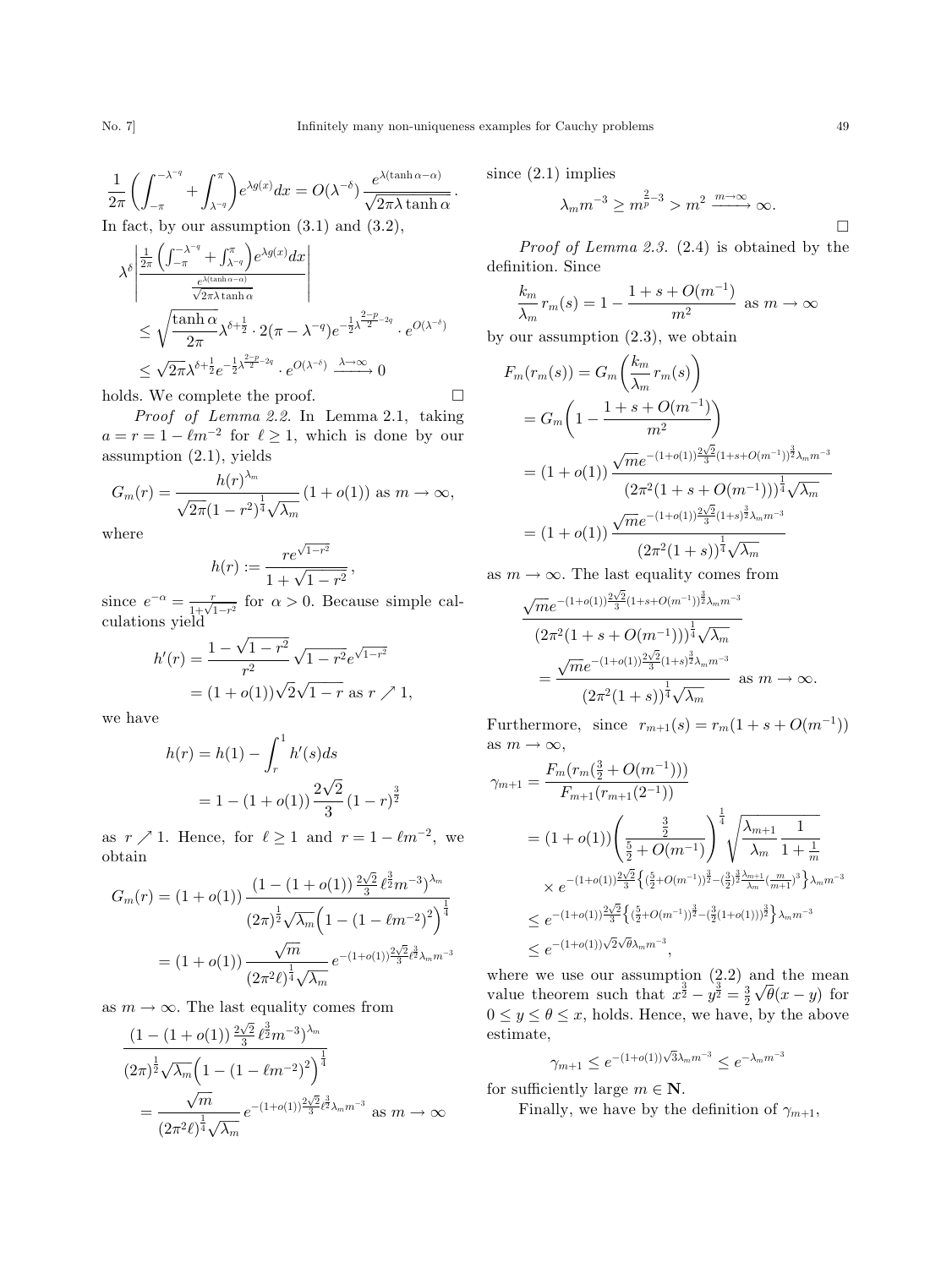$$\frac{1}{2\pi}\left(\int_{-\pi}^{-\lambda^{-q}}+\int_{\lambda^{-q}}^{\pi}\right)e^{\lambda g(x)}dx = O(\lambda^{-\delta})\,\frac{e^{\lambda(\tanh\alpha-\alpha)}}{\sqrt{2\pi\lambda\tanh\alpha}}\,.$$

In fact, by our assumption (3.1) and (3.2),

$$\begin{aligned}
&\lambda^{\delta}\left|\frac{\frac{1}{2\pi}\left(\int_{-\pi}^{-\lambda^{-q}}+\int_{\lambda^{-q}}^{\pi}\right)e^{\lambda g(x)}dx}{\frac{e^{\lambda(\tanh\alpha-\alpha)}}{\sqrt{2\pi\lambda\tanh\alpha}}}\right| \\
&\leq \sqrt{\frac{\tanh\alpha}{2\pi}}\lambda^{\delta+\frac{1}{2}}\cdot 2(\pi-\lambda^{-q})e^{-\frac{1}{2}\lambda^{\frac{2-p}{2}-2q}}\cdot e^{O(\lambda^{-\delta})} \\
&\leq \sqrt{2\pi}\lambda^{\delta+\frac{1}{2}}e^{-\frac{1}{2}\lambda^{\frac{2-p}{2}-2q}}\cdot e^{O(\lambda^{-\delta})} \xrightarrow{\lambda\to\infty} 0
\end{aligned}$$

holds. We complete the proof. $\square$

*Proof of Lemma 2.2.* In Lemma 2.1, taking $a = r = 1-\ell m^{-2}$ for $\ell \geq 1$, which is done by our assumption (2.1), yields

$$G_m(r) = \frac{h(r)^{\lambda_m}}{\sqrt{2\pi}(1-r^2)^{\frac{1}{4}}\sqrt{\lambda_m}}\,(1+o(1)) \text{ as } m\to\infty,$$

where

$$h(r) := \frac{re^{\sqrt{1-r^2}}}{1+\sqrt{1-r^2}}\,,$$

since $e^{-\alpha} = \frac{r}{1+\sqrt{1-r^2}}$ for $\alpha > 0$. Because simple calculations yield

$$\begin{aligned}
h'(r) &= \frac{1-\sqrt{1-r^2}}{r^2}\sqrt{1-r^2}e^{\sqrt{1-r^2}} \\
&= (1+o(1))\sqrt{2}\sqrt{1-r} \text{ as } r\nearrow 1,
\end{aligned}$$

we have

$$\begin{aligned}
h(r) &= h(1) - \int_r^1 h'(s)ds \\
&= 1-(1+o(1))\,\frac{2\sqrt{2}}{3}\,(1-r)^{\frac{3}{2}}
\end{aligned}$$

as $r\nearrow 1$. Hence, for $\ell \geq 1$ and $r = 1-\ell m^{-2}$, we obtain

$$\begin{aligned}
G_m(r) &= (1+o(1))\,\frac{\left(1-(1+o(1))\,\frac{2\sqrt{2}}{3}\,\ell^{\frac{3}{2}}m^{-3}\right)^{\lambda_m}}{(2\pi)^{\frac{1}{2}}\sqrt{\lambda_m}\Big(1-(1-\ell m^{-2})^2\Big)^{\frac{1}{4}}} \\
&= (1+o(1))\,\frac{\sqrt{m}}{(2\pi^2\ell)^{\frac{1}{4}}\sqrt{\lambda_m}}\,e^{-(1+o(1))\frac{2\sqrt{2}}{3}\ell^{\frac{3}{2}}\lambda_m m^{-3}}
\end{aligned}$$

as $m\to\infty$. The last equality comes from

$$\begin{aligned}
&\frac{\left(1-(1+o(1))\,\frac{2\sqrt{2}}{3}\,\ell^{\frac{3}{2}}m^{-3}\right)^{\lambda_m}}{(2\pi)^{\frac{1}{2}}\sqrt{\lambda_m}\Big(1-(1-\ell m^{-2})^2\Big)^{\frac{1}{4}}} \\
&= \frac{\sqrt{m}}{(2\pi^2\ell)^{\frac{1}{4}}\sqrt{\lambda_m}}\,e^{-(1+o(1))\frac{2\sqrt{2}}{3}\ell^{\frac{3}{2}}\lambda_m m^{-3}} \text{ as } m\to\infty
\end{aligned}$$

since (2.1) implies

$$\lambda_m m^{-3} \geq m^{\frac{2}{p}-3} > m^2 \xrightarrow{m\to\infty} \infty.$$

$\square$

*Proof of Lemma 2.3.* (2.4) is obtained by the definition. Since

$$\frac{k_m}{\lambda_m}\,r_m(s) = 1-\frac{1+s+O(m^{-1})}{m^2} \text{ as } m\to\infty$$

by our assumption (2.3), we obtain

$$\begin{aligned}
F_m(r_m(s)) &= G_m\left(\frac{k_m}{\lambda_m}\,r_m(s)\right) \\
&= G_m\left(1-\frac{1+s+O(m^{-1})}{m^2}\right) \\
&= (1+o(1))\,\frac{\sqrt{m}e^{-(1+o(1))\frac{2\sqrt{2}}{3}(1+s+O(m^{-1}))^{\frac{3}{2}}\lambda_m m^{-3}}}{(2\pi^2(1+s+O(m^{-1})))^{\frac{1}{4}}\sqrt{\lambda_m}} \\
&= (1+o(1))\,\frac{\sqrt{m}e^{-(1+o(1))\frac{2\sqrt{2}}{3}(1+s)^{\frac{3}{2}}\lambda_m m^{-3}}}{(2\pi^2(1+s))^{\frac{1}{4}}\sqrt{\lambda_m}}
\end{aligned}$$

as $m\to\infty$. The last equality comes from

$$\begin{aligned}
&\frac{\sqrt{m}e^{-(1+o(1))\frac{2\sqrt{2}}{3}(1+s+O(m^{-1}))^{\frac{3}{2}}\lambda_m m^{-3}}}{(2\pi^2(1+s+O(m^{-1})))^{\frac{1}{4}}\sqrt{\lambda_m}} \\
&\quad= \frac{\sqrt{m}e^{-(1+o(1))\frac{2\sqrt{2}}{3}(1+s)^{\frac{3}{2}}\lambda_m m^{-3}}}{(2\pi^2(1+s))^{\frac{1}{4}}\sqrt{\lambda_m}} \text{ as } m\to\infty.
\end{aligned}$$

Furthermore, since $r_{m+1}(s) = r_m(1+s+O(m^{-1}))$ as $m\to\infty$,

$$\begin{aligned}
\gamma_{m+1} &= \frac{F_m(r_m(\frac{3}{2}+O(m^{-1})))}{F_{m+1}(r_{m+1}(2^{-1}))} \\
&= (1+o(1))\left(\frac{\frac{3}{2}}{\frac{5}{2}+O(m^{-1})}\right)^{\frac{1}{4}}\sqrt{\frac{\lambda_{m+1}}{\lambda_m}\frac{1}{1+\frac{1}{m}}} \\
&\quad\times e^{-(1+o(1))\frac{2\sqrt{2}}{3}\left\{(\frac{5}{2}+O(m^{-1}))^{\frac{3}{2}}-(\frac{3}{2})^{\frac{3}{2}}\frac{\lambda_{m+1}}{\lambda_m}(\frac{m}{m+1})^3\right\}\lambda_m m^{-3}} \\
&\leq e^{-(1+o(1))\frac{2\sqrt{2}}{3}\left\{(\frac{5}{2}+O(m^{-1}))^{\frac{3}{2}}-(\frac{3}{2}(1+o(1)))^{\frac{3}{2}}\right\}\lambda_m m^{-3}} \\
&\leq e^{-(1+o(1))\sqrt{2}\sqrt{\theta}\lambda_m m^{-3}},
\end{aligned}$$

where we use our assumption (2.2) and the mean value theorem such that $x^{\frac{3}{2}}-y^{\frac{3}{2}} = \frac{3}{2}\sqrt{\theta}(x-y)$ for $0\leq y\leq\theta\leq x$, holds. Hence, we have, by the above estimate,

$$\gamma_{m+1} \leq e^{-(1+o(1))\sqrt{3}\lambda_m m^{-3}} \leq e^{-\lambda_m m^{-3}}$$

for sufficiently large $m\in\mathbf{N}$.

Finally, we have by the definition of $\gamma_{m+1}$,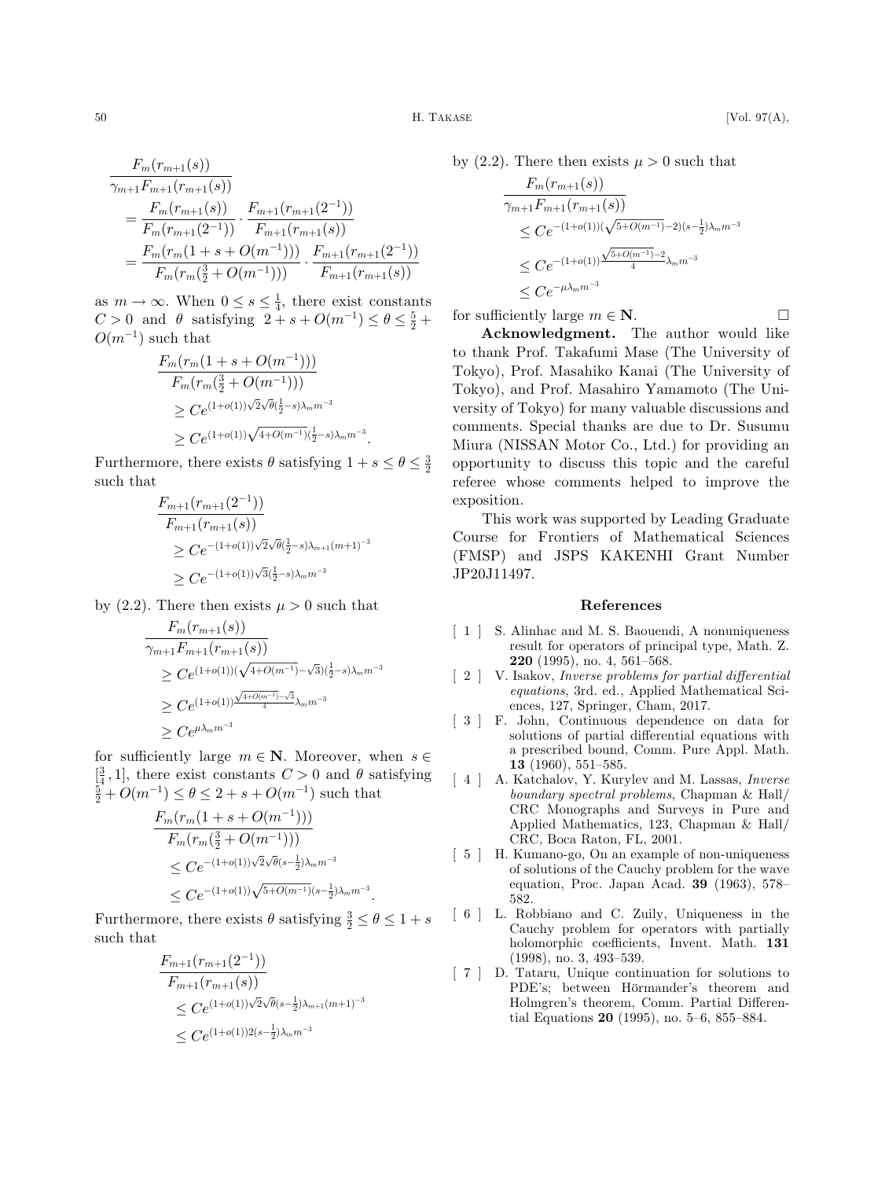$$
\begin{aligned}
&\frac{F_m(r_{m+1}(s))}{\gamma_{m+1}F_{m+1}(r_{m+1}(s))}\\
&\quad= \frac{F_m(r_{m+1}(s))}{F_m(r_{m+1}(2^{-1}))}\cdot\frac{F_{m+1}(r_{m+1}(2^{-1}))}{F_{m+1}(r_{m+1}(s))}\\
&\quad= \frac{F_m(r_m(1+s+O(m^{-1})))}{F_m(r_m(\frac{3}{2}+O(m^{-1})))}\cdot\frac{F_{m+1}(r_{m+1}(2^{-1}))}{F_{m+1}(r_{m+1}(s))}
\end{aligned}
$$

as $m \to \infty$. When $0 \le s \le \frac{1}{4}$, there exist constants $C > 0$ and $\theta$ satisfying $2 + s + O(m^{-1}) \le \theta \le \frac{5}{2} + O(m^{-1})$ such that

$$
\begin{aligned}
&\frac{F_m(r_m(1+s+O(m^{-1})))}{F_m(r_m(\frac{3}{2}+O(m^{-1})))}\\
&\quad\ge Ce^{(1+o(1))\sqrt{2}\sqrt{\theta}(\frac{1}{2}-s)\lambda_m m^{-3}}\\
&\quad\ge Ce^{(1+o(1))\sqrt{4+O(m^{-1})}(\frac{1}{2}-s)\lambda_m m^{-3}}.
\end{aligned}
$$

Furthermore, there exists $\theta$ satisfying $1 + s \le \theta \le \frac{3}{2}$ such that

$$
\begin{aligned}
&\frac{F_{m+1}(r_{m+1}(2^{-1}))}{F_{m+1}(r_{m+1}(s))}\\
&\quad\ge Ce^{-(1+o(1))\sqrt{2}\sqrt{\theta}(\frac{1}{2}-s)\lambda_{m+1}(m+1)^{-3}}\\
&\quad\ge Ce^{-(1+o(1))\sqrt{3}(\frac{1}{2}-s)\lambda_m m^{-3}}
\end{aligned}
$$

by (2.2). There then exists $\mu > 0$ such that

$$
\begin{aligned}
&\frac{F_m(r_{m+1}(s))}{\gamma_{m+1}F_{m+1}(r_{m+1}(s))}\\
&\quad\ge Ce^{(1+o(1))(\sqrt{4+O(m^{-1})}-\sqrt{3})(\frac{1}{2}-s)\lambda_m m^{-3}}\\
&\quad\ge Ce^{(1+o(1))\frac{\sqrt{4+O(m^{-1})}-\sqrt{3}}{4}\lambda_m m^{-3}}\\
&\quad\ge Ce^{\mu\lambda_m m^{-3}}
\end{aligned}
$$

for sufficiently large $m \in \mathbf{N}$. Moreover, when $s \in [\frac{3}{4}, 1]$, there exist constants $C > 0$ and $\theta$ satisfying $\frac{5}{2} + O(m^{-1}) \le \theta \le 2 + s + O(m^{-1})$ such that

$$
\begin{aligned}
&\frac{F_m(r_m(1+s+O(m^{-1})))}{F_m(r_m(\frac{3}{2}+O(m^{-1})))}\\
&\quad\le Ce^{-(1+o(1))\sqrt{2}\sqrt{\theta}(s-\frac{1}{2})\lambda_m m^{-3}}\\
&\quad\le Ce^{-(1+o(1))\sqrt{5+O(m^{-1})}(s-\frac{1}{2})\lambda_m m^{-3}}.
\end{aligned}
$$

Furthermore, there exists $\theta$ satisfying $\frac{3}{2} \le \theta \le 1 + s$ such that

$$
\begin{aligned}
&\frac{F_{m+1}(r_{m+1}(2^{-1}))}{F_{m+1}(r_{m+1}(s))}\\
&\quad\le Ce^{(1+o(1))\sqrt{2}\sqrt{\theta}(s-\frac{1}{2})\lambda_{m+1}(m+1)^{-3}}\\
&\quad\le Ce^{(1+o(1))2(s-\frac{1}{2})\lambda_m m^{-3}}
\end{aligned}
$$

by (2.2). There then exists $\mu > 0$ such that

$$
\begin{aligned}
&\frac{F_m(r_{m+1}(s))}{\gamma_{m+1}F_{m+1}(r_{m+1}(s))}\\
&\quad\le Ce^{-(1+o(1))(\sqrt{5+O(m^{-1})}-2)(s-\frac{1}{2})\lambda_m m^{-3}}\\
&\quad\le Ce^{-(1+o(1))\frac{\sqrt{5+O(m^{-1})}-2}{4}\lambda_m m^{-3}}\\
&\quad\le Ce^{-\mu\lambda_m m^{-3}}
\end{aligned}
$$

for sufficiently large $m \in \mathbf{N}$. □

**Acknowledgment.** The author would like to thank Prof. Takafumi Mase (The University of Tokyo), Prof. Masahiko Kanai (The University of Tokyo), and Prof. Masahiro Yamamoto (The University of Tokyo) for many valuable discussions and comments. Special thanks are due to Dr. Susumu Miura (NISSAN Motor Co., Ltd.) for providing an opportunity to discuss this topic and the careful referee whose comments helped to improve the exposition.

This work was supported by Leading Graduate Course for Frontiers of Mathematical Sciences (FMSP) and JSPS KAKENHI Grant Number JP20J11497.

## References

[ 1 ] S. Alinhac and M. S. Baouendi, A nonuniqueness result for operators of principal type, Math. Z. **220** (1995), no. 4, 561–568.

[ 2 ] V. Isakov, *Inverse problems for partial differential equations*, 3rd. ed., Applied Mathematical Sciences, 127, Springer, Cham, 2017.

[ 3 ] F. John, Continuous dependence on data for solutions of partial differential equations with a prescribed bound, Comm. Pure Appl. Math. **13** (1960), 551–585.

[ 4 ] A. Katchalov, Y. Kurylev and M. Lassas, *Inverse boundary spectral problems*, Chapman & Hall/CRC Monographs and Surveys in Pure and Applied Mathematics, 123, Chapman & Hall/CRC, Boca Raton, FL, 2001.

[ 5 ] H. Kumano-go, On an example of non-uniqueness of solutions of the Cauchy problem for the wave equation, Proc. Japan Acad. **39** (1963), 578–582.

[ 6 ] L. Robbiano and C. Zuily, Uniqueness in the Cauchy problem for operators with partially holomorphic coefficients, Invent. Math. **131** (1998), no. 3, 493–539.

[ 7 ] D. Tataru, Unique continuation for solutions to PDE's; between Hörmander's theorem and Holmgren's theorem, Comm. Partial Differential Equations **20** (1995), no. 5–6, 855–884.